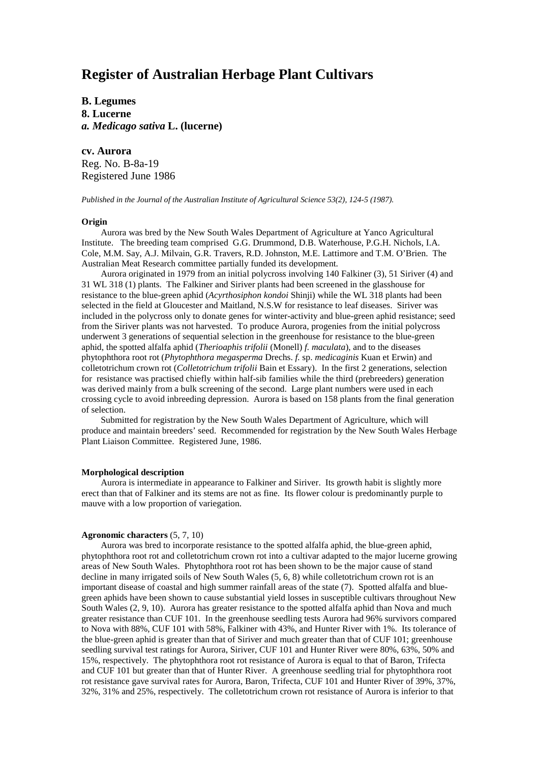# Register of Australian Herbage Plant Cultivars

**B. Legumes**
**8. Lucerne**
***a. Medicago sativa* L. (lucerne)**

**cv. Aurora**
Reg. No. B-8a-19
Registered June 1986

*Published in the Journal of the Australian Institute of Agricultural Science 53(2), 124-5 (1987).*

#### Origin

Aurora was bred by the New South Wales Department of Agriculture at Yanco Agricultural Institute. The breeding team comprised G.G. Drummond, D.B. Waterhouse, P.G.H. Nichols, I.A. Cole, M.M. Say, A.J. Milvain, G.R. Travers, R.D. Johnston, M.E. Lattimore and T.M. O'Brien. The Australian Meat Research committee partially funded its development.

Aurora originated in 1979 from an initial polycross involving 140 Falkiner (3), 51 Siriver (4) and 31 WL 318 (1) plants. The Falkiner and Siriver plants had been screened in the glasshouse for resistance to the blue-green aphid (*Acyrthosiphon kondoi* Shinji) while the WL 318 plants had been selected in the field at Gloucester and Maitland, N.S.W for resistance to leaf diseases. Siriver was included in the polycross only to donate genes for winter-activity and blue-green aphid resistance; seed from the Siriver plants was not harvested. To produce Aurora, progenies from the initial polycross underwent 3 generations of sequential selection in the greenhouse for resistance to the blue-green aphid, the spotted alfalfa aphid (*Therioaphis trifolii* (Monell) *f. maculata*), and to the diseases phytophthora root rot (*Phytophthora megasperma* Drechs. *f.* sp. *medicaginis* Kuan et Erwin) and colletotrichum crown rot (*Colletotrichum trifolii* Bain et Essary). In the first 2 generations, selection for resistance was practised chiefly within half-sib families while the third (prebreeders) generation was derived mainly from a bulk screening of the second. Large plant numbers were used in each crossing cycle to avoid inbreeding depression. Aurora is based on 158 plants from the final generation of selection.

Submitted for registration by the New South Wales Department of Agriculture, which will produce and maintain breeders' seed. Recommended for registration by the New South Wales Herbage Plant Liaison Committee. Registered June, 1986.

#### Morphological description

Aurora is intermediate in appearance to Falkiner and Siriver. Its growth habit is slightly more erect than that of Falkiner and its stems are not as fine. Its flower colour is predominantly purple to mauve with a low proportion of variegation.

#### Agronomic characters (5, 7, 10)

Aurora was bred to incorporate resistance to the spotted alfalfa aphid, the blue-green aphid, phytophthora root rot and colletotrichum crown rot into a cultivar adapted to the major lucerne growing areas of New South Wales. Phytophthora root rot has been shown to be the major cause of stand decline in many irrigated soils of New South Wales (5, 6, 8) while colletotrichum crown rot is an important disease of coastal and high summer rainfall areas of the state (7). Spotted alfalfa and blue-green aphids have been shown to cause substantial yield losses in susceptible cultivars throughout New South Wales (2, 9, 10). Aurora has greater resistance to the spotted alfalfa aphid than Nova and much greater resistance than CUF 101. In the greenhouse seedling tests Aurora had 96% survivors compared to Nova with 88%, CUF 101 with 58%, Falkiner with 43%, and Hunter River with 1%. Its tolerance of the blue-green aphid is greater than that of Siriver and much greater than that of CUF 101; greenhouse seedling survival test ratings for Aurora, Siriver, CUF 101 and Hunter River were 80%, 63%, 50% and 15%, respectively. The phytophthora root rot resistance of Aurora is equal to that of Baron, Trifecta and CUF 101 but greater than that of Hunter River. A greenhouse seedling trial for phytophthora root rot resistance gave survival rates for Aurora, Baron, Trifecta, CUF 101 and Hunter River of 39%, 37%, 32%, 31% and 25%, respectively. The colletotrichum crown rot resistance of Aurora is inferior to that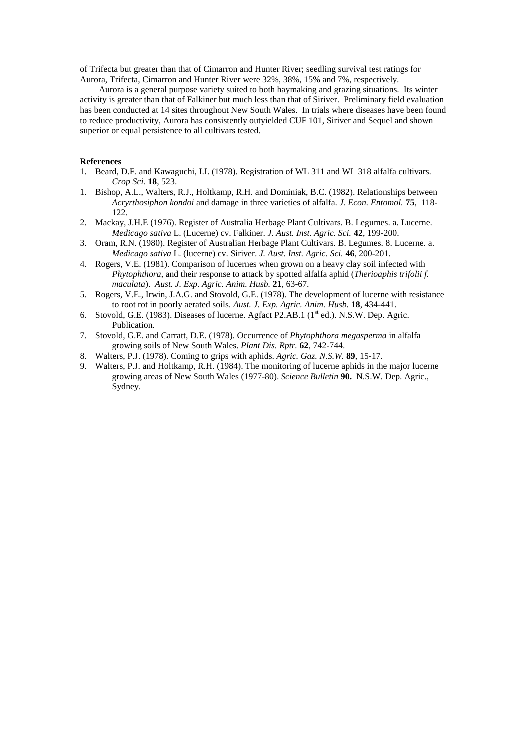of Trifecta but greater than that of Cimarron and Hunter River; seedling survival test ratings for Aurora, Trifecta, Cimarron and Hunter River were 32%, 38%, 15% and 7%, respectively.

Aurora is a general purpose variety suited to both haymaking and grazing situations. Its winter activity is greater than that of Falkiner but much less than that of Siriver. Preliminary field evaluation has been conducted at 14 sites throughout New South Wales. In trials where diseases have been found to reduce productivity, Aurora has consistently outyielded CUF 101, Siriver and Sequel and shown superior or equal persistence to all cultivars tested.

**References**

1. Beard, D.F. and Kawaguchi, I.I. (1978). Registration of WL 311 and WL 318 alfalfa cultivars. *Crop Sci.* **18**, 523.
1. Bishop, A.L., Walters, R.J., Holtkamp, R.H. and Dominiak, B.C. (1982). Relationships between *Acryrthosiphon kondoi* and damage in three varieties of alfalfa. *J. Econ. Entomol.* **75**, 118-122.
2. Mackay, J.H.E (1976). Register of Australia Herbage Plant Cultivars. B. Legumes. a. Lucerne. *Medicago sativa* L. (Lucerne) cv. Falkiner. *J. Aust. Inst. Agric. Sci.* **42**, 199-200.
3. Oram, R.N. (1980). Register of Australian Herbage Plant Cultivars. B. Legumes. 8. Lucerne. a. *Medicago sativa* L. (lucerne) cv. Siriver. *J. Aust. Inst. Agric. Sci.* **46**, 200-201.
4. Rogers, V.E. (1981). Comparison of lucernes when grown on a heavy clay soil infected with *Phytophthora*, and their response to attack by spotted alfalfa aphid (*Therioaphis trifolii f. maculata*). *Aust. J. Exp. Agric. Anim. Husb.* **21**, 63-67.
5. Rogers, V.E., Irwin, J.A.G. and Stovold, G.E. (1978). The development of lucerne with resistance to root rot in poorly aerated soils. *Aust. J. Exp. Agric. Anim. Husb.* **18**, 434-441.
6. Stovold, G.E. (1983). Diseases of lucerne. Agfact P2.AB.1 (1st ed.). N.S.W. Dep. Agric. Publication.
7. Stovold, G.E. and Carratt, D.E. (1978). Occurrence of *Phytophthora megasperma* in alfalfa growing soils of New South Wales. *Plant Dis. Rptr.* **62**, 742-744.
8. Walters, P.J. (1978). Coming to grips with aphids. *Agric. Gaz. N.S.W.* **89**, 15-17.
9. Walters, P.J. and Holtkamp, R.H. (1984). The monitoring of lucerne aphids in the major lucerne growing areas of New South Wales (1977-80). *Science Bulletin* **90.** N.S.W. Dep. Agric., Sydney.